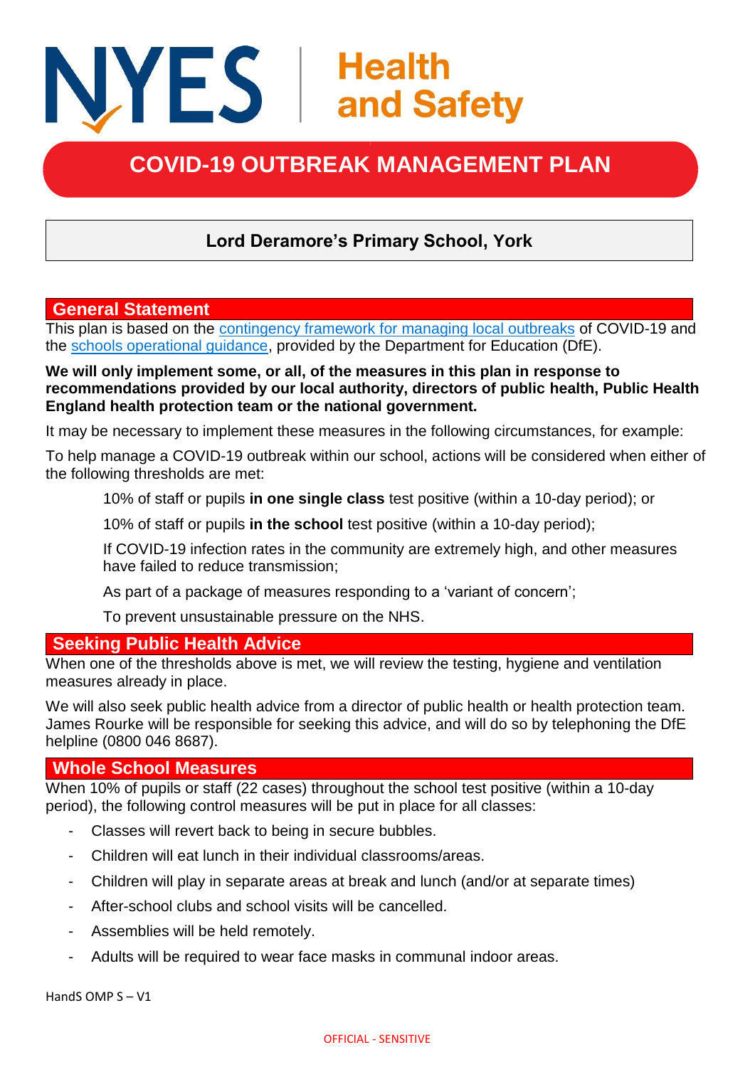# NYES | Health and Safety

# COVID-19 OUTBREAK MANAGEMENT PLAN

**Lord Deramore's Primary School, York**

## General Statement

This plan is based on the contingency framework for managing local outbreaks of COVID-19 and the schools operational guidance, provided by the Department for Education (DfE).

**We will only implement some, or all, of the measures in this plan in response to recommendations provided by our local authority, directors of public health, Public Health England health protection team or the national government.**

It may be necessary to implement these measures in the following circumstances, for example:

To help manage a COVID-19 outbreak within our school, actions will be considered when either of the following thresholds are met:

10% of staff or pupils **in one single class** test positive (within a 10-day period); or

10% of staff or pupils **in the school** test positive (within a 10-day period);

If COVID-19 infection rates in the community are extremely high, and other measures have failed to reduce transmission;

As part of a package of measures responding to a 'variant of concern';

To prevent unsustainable pressure on the NHS.

## Seeking Public Health Advice

When one of the thresholds above is met, we will review the testing, hygiene and ventilation measures already in place.

We will also seek public health advice from a director of public health or health protection team. James Rourke will be responsible for seeking this advice, and will do so by telephoning the DfE helpline (0800 046 8687).

## Whole School Measures

When 10% of pupils or staff (22 cases) throughout the school test positive (within a 10-day period), the following control measures will be put in place for all classes:

- Classes will revert back to being in secure bubbles.
- Children will eat lunch in their individual classrooms/areas.
- Children will play in separate areas at break and lunch (and/or at separate times)
- After-school clubs and school visits will be cancelled.
- Assemblies will be held remotely.
- Adults will be required to wear face masks in communal indoor areas.

HandS OMP S – V1

OFFICIAL - SENSITIVE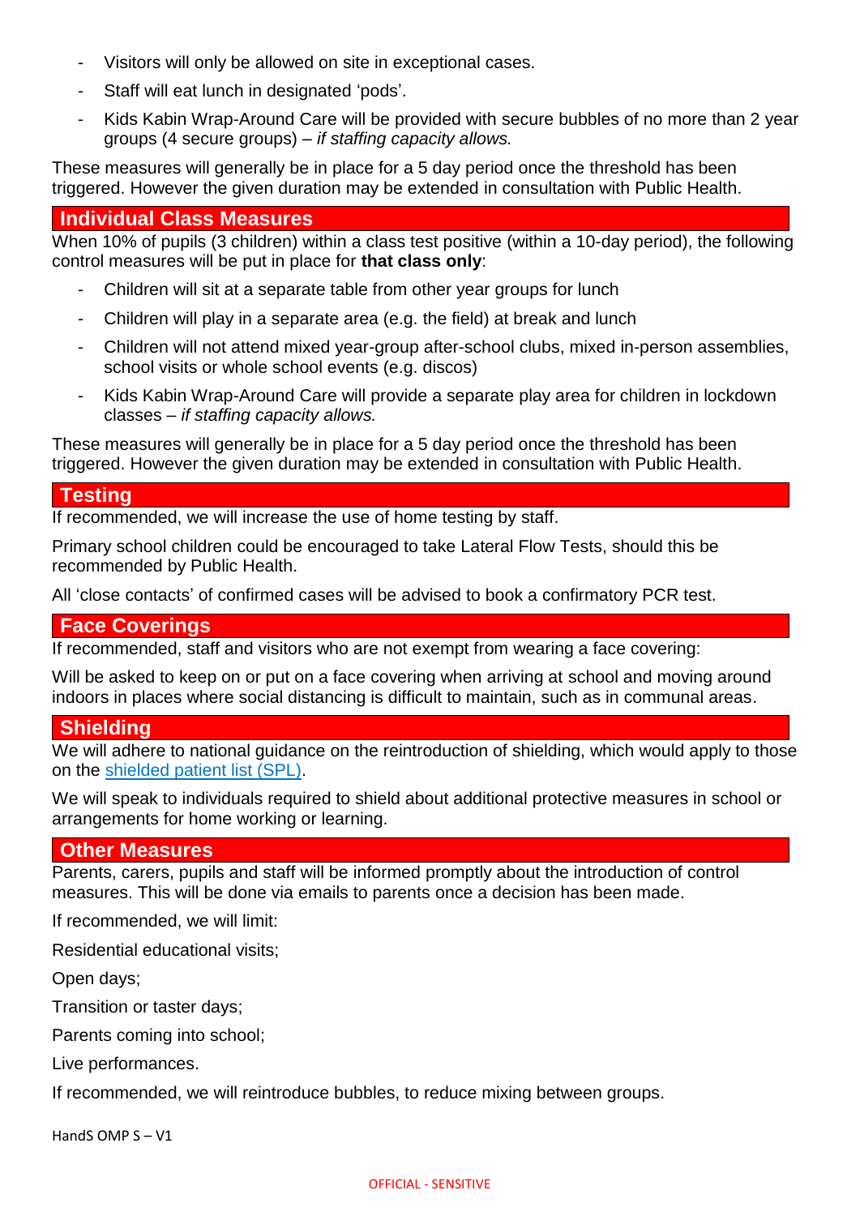- Visitors will only be allowed on site in exceptional cases.
- Staff will eat lunch in designated 'pods'.
- Kids Kabin Wrap-Around Care will be provided with secure bubbles of no more than 2 year groups (4 secure groups) – *if staffing capacity allows.*

These measures will generally be in place for a 5 day period once the threshold has been triggered. However the given duration may be extended in consultation with Public Health.

## Individual Class Measures

When 10% of pupils (3 children) within a class test positive (within a 10-day period), the following control measures will be put in place for **that class only**:

- Children will sit at a separate table from other year groups for lunch
- Children will play in a separate area (e.g. the field) at break and lunch
- Children will not attend mixed year-group after-school clubs, mixed in-person assemblies, school visits or whole school events (e.g. discos)
- Kids Kabin Wrap-Around Care will provide a separate play area for children in lockdown classes – *if staffing capacity allows.*

These measures will generally be in place for a 5 day period once the threshold has been triggered. However the given duration may be extended in consultation with Public Health.

## Testing

If recommended, we will increase the use of home testing by staff.

Primary school children could be encouraged to take Lateral Flow Tests, should this be recommended by Public Health.

All 'close contacts' of confirmed cases will be advised to book a confirmatory PCR test.

## Face Coverings

If recommended, staff and visitors who are not exempt from wearing a face covering:

Will be asked to keep on or put on a face covering when arriving at school and moving around indoors in places where social distancing is difficult to maintain, such as in communal areas.

## Shielding

We will adhere to national guidance on the reintroduction of shielding, which would apply to those on the shielded patient list (SPL).

We will speak to individuals required to shield about additional protective measures in school or arrangements for home working or learning.

## Other Measures

Parents, carers, pupils and staff will be informed promptly about the introduction of control measures. This will be done via emails to parents once a decision has been made.

If recommended, we will limit:

Residential educational visits;

Open days;

Transition or taster days;

Parents coming into school;

Live performances.

If recommended, we will reintroduce bubbles, to reduce mixing between groups.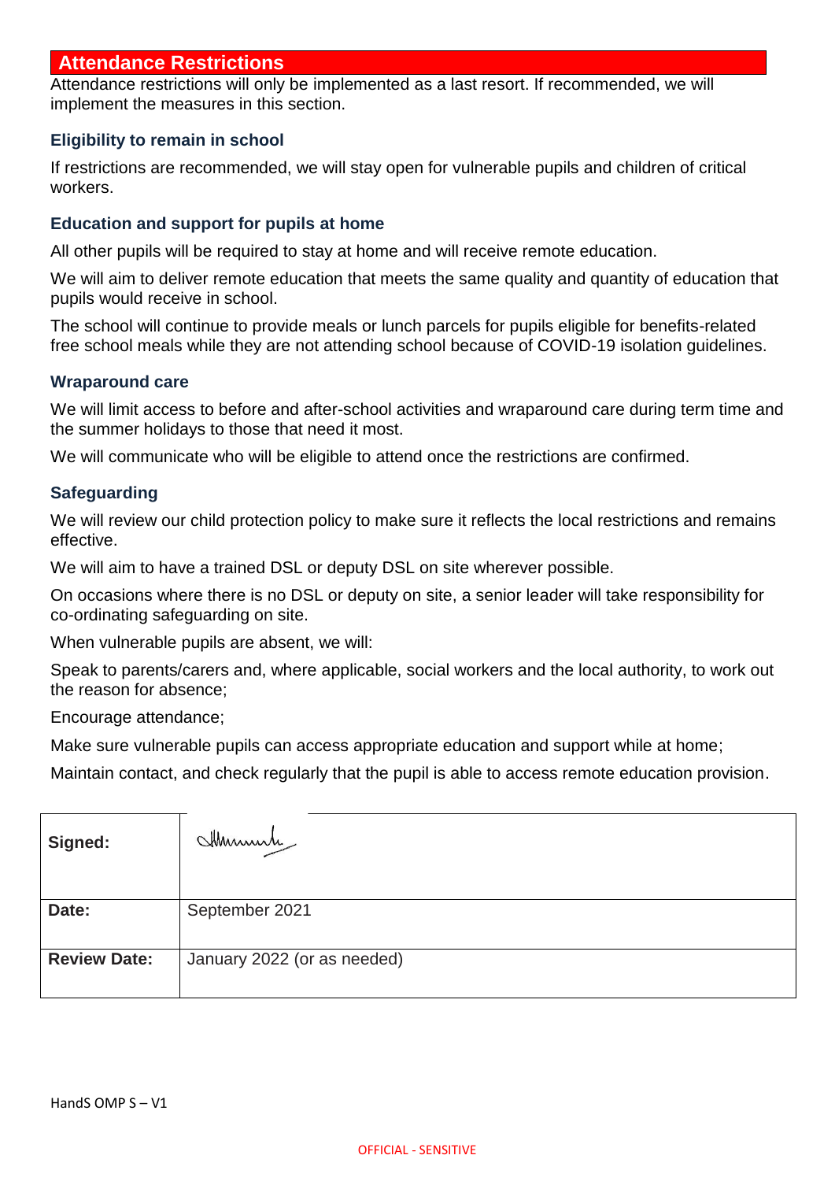## Attendance Restrictions

Attendance restrictions will only be implemented as a last resort. If recommended, we will implement the measures in this section.

### Eligibility to remain in school

If restrictions are recommended, we will stay open for vulnerable pupils and children of critical workers.

### Education and support for pupils at home

All other pupils will be required to stay at home and will receive remote education.

We will aim to deliver remote education that meets the same quality and quantity of education that pupils would receive in school.

The school will continue to provide meals or lunch parcels for pupils eligible for benefits-related free school meals while they are not attending school because of COVID-19 isolation guidelines.

### Wraparound care

We will limit access to before and after-school activities and wraparound care during term time and the summer holidays to those that need it most.

We will communicate who will be eligible to attend once the restrictions are confirmed.

### Safeguarding

We will review our child protection policy to make sure it reflects the local restrictions and remains effective.

We will aim to have a trained DSL or deputy DSL on site wherever possible.

On occasions where there is no DSL or deputy on site, a senior leader will take responsibility for co-ordinating safeguarding on site.

When vulnerable pupils are absent, we will:

Speak to parents/carers and, where applicable, social workers and the local authority, to work out the reason for absence;

Encourage attendance;

Make sure vulnerable pupils can access appropriate education and support while at home;

Maintain contact, and check regularly that the pupil is able to access remote education provision.

| | |
|---|---|
| **Signed:** | |
| **Date:** | September 2021 |
| **Review Date:** | January 2022 (or as needed) |

HandS OMP S – V1

OFFICIAL - SENSITIVE